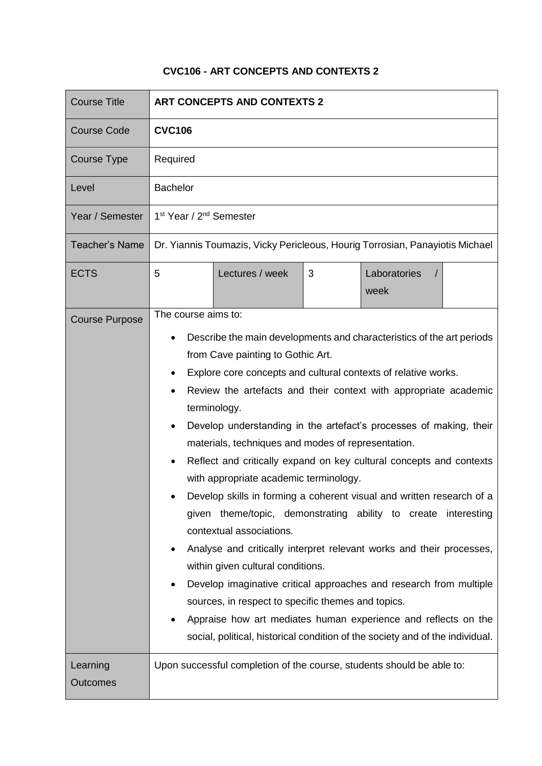# CVC106 - ART CONCEPTS AND CONTEXTS 2

| Course Title | **ART CONCEPTS AND CONTEXTS 2** | | | | |
|---|---|---|---|---|---|
| Course Code | **CVC106** | | | | |
| Course Type | Required | | | | |
| Level | Bachelor | | | | |
| Year / Semester | 1st Year / 2nd Semester | | | | |
| Teacher's Name | Dr. Yiannis Toumazis, Vicky Pericleous, Hourig Torrosian, Panayiotis Michael | | | | |
| ECTS | 5 | Lectures / week | 3 | Laboratories / week | |
| Course Purpose | The course aims to:<br>• Describe the main developments and characteristics of the art periods from Cave painting to Gothic Art.<br>• Explore core concepts and cultural contexts of relative works.<br>• Review the artefacts and their context with appropriate academic terminology.<br>• Develop understanding in the artefact's processes of making, their materials, techniques and modes of representation.<br>• Reflect and critically expand on key cultural concepts and contexts with appropriate academic terminology.<br>• Develop skills in forming a coherent visual and written research of a given theme/topic, demonstrating ability to create interesting contextual associations.<br>• Analyse and critically interpret relevant works and their processes, within given cultural conditions.<br>• Develop imaginative critical approaches and research from multiple sources, in respect to specific themes and topics.<br>• Appraise how art mediates human experience and reflects on the social, political, historical condition of the society and of the individual. | | | | |
| Learning Outcomes | Upon successful completion of the course, students should be able to: | | | | |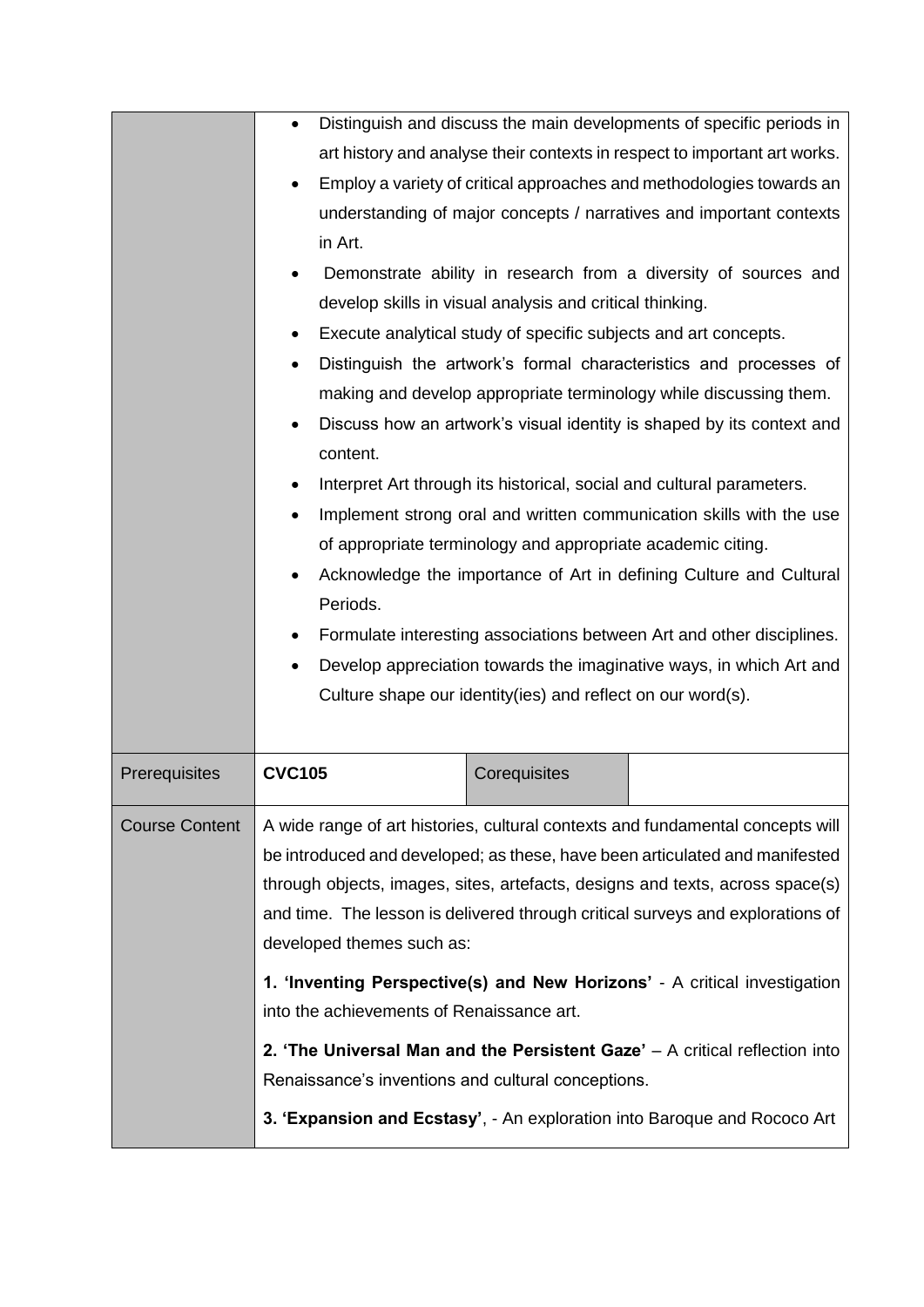| | | | |
|---|---|---|---|
| | • Distinguish and discuss the main developments of specific periods in art history and analyse their contexts in respect to important art works.<br>• Employ a variety of critical approaches and methodologies towards an understanding of major concepts / narratives and important contexts in Art.<br>• Demonstrate ability in research from a diversity of sources and develop skills in visual analysis and critical thinking.<br>• Execute analytical study of specific subjects and art concepts.<br>• Distinguish the artwork's formal characteristics and processes of making and develop appropriate terminology while discussing them.<br>• Discuss how an artwork's visual identity is shaped by its context and content.<br>• Interpret Art through its historical, social and cultural parameters.<br>• Implement strong oral and written communication skills with the use of appropriate terminology and appropriate academic citing.<br>• Acknowledge the importance of Art in defining Culture and Cultural Periods.<br>• Formulate interesting associations between Art and other disciplines.<br>• Develop appreciation towards the imaginative ways, in which Art and Culture shape our identity(ies) and reflect on our word(s). | | |
| Prerequisites | **CVC105** | Corequisites | |
| Course Content | A wide range of art histories, cultural contexts and fundamental concepts will be introduced and developed; as these, have been articulated and manifested through objects, images, sites, artefacts, designs and texts, across space(s) and time. The lesson is delivered through critical surveys and explorations of developed themes such as:<br><br>**1. 'Inventing Perspective(s) and New Horizons'** - A critical investigation into the achievements of Renaissance art.<br><br>**2. 'The Universal Man and the Persistent Gaze'** – A critical reflection into Renaissance's inventions and cultural conceptions.<br><br>**3. 'Expansion and Ecstasy'**, - An exploration into Baroque and Rococo Art | | |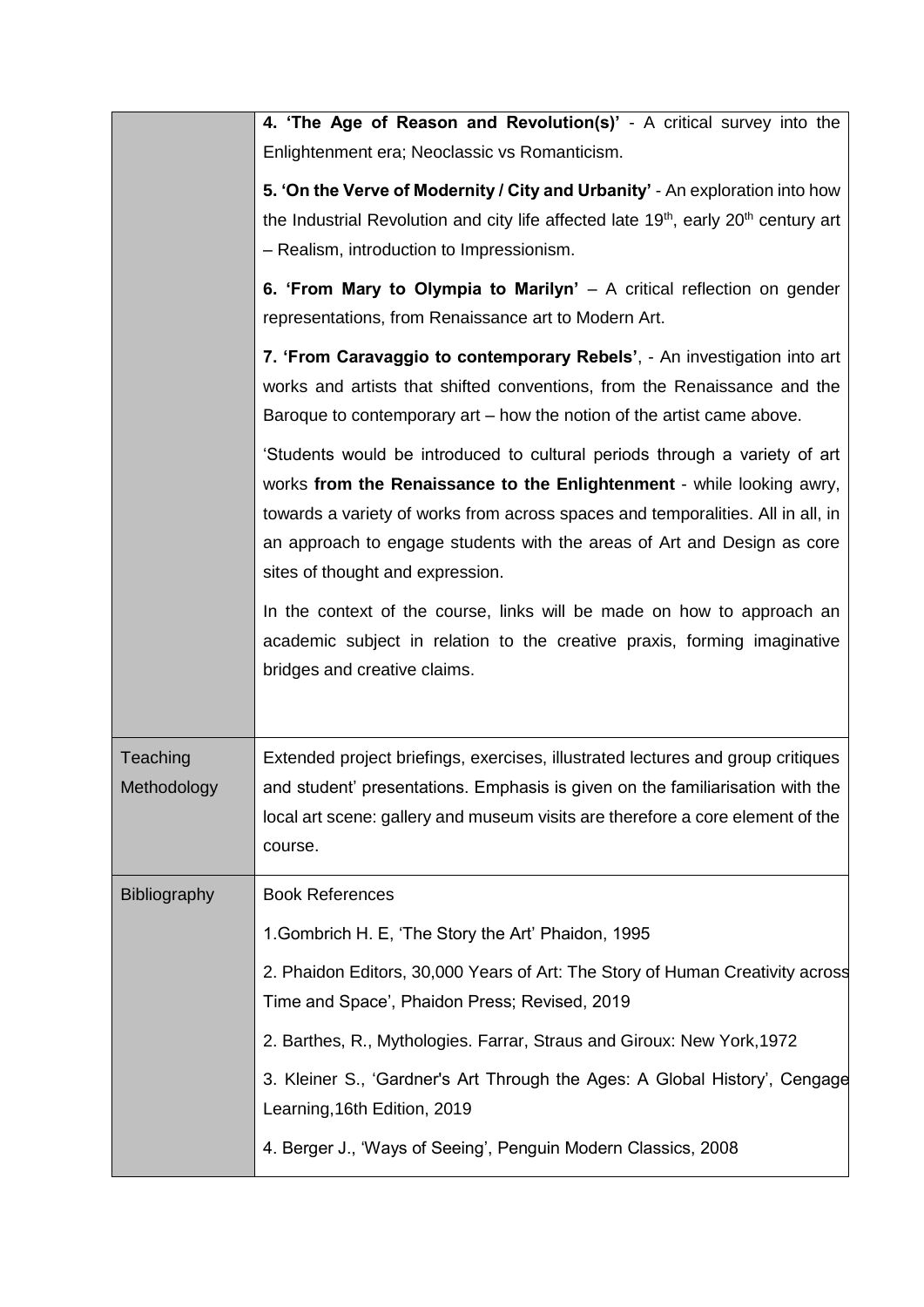| | |
|---|---|
| | **4. 'The Age of Reason and Revolution(s)'** - A critical survey into the Enlightenment era; Neoclassic vs Romanticism.<br><br>**5. 'On the Verve of Modernity / City and Urbanity'** - An exploration into how the Industrial Revolution and city life affected late 19th, early 20th century art – Realism, introduction to Impressionism.<br><br>**6. 'From Mary to Olympia to Marilyn'** – A critical reflection on gender representations, from Renaissance art to Modern Art.<br><br>**7. 'From Caravaggio to contemporary Rebels'**, - An investigation into art works and artists that shifted conventions, from the Renaissance and the Baroque to contemporary art – how the notion of the artist came above.<br><br>'Students would be introduced to cultural periods through a variety of art works **from the Renaissance to the Enlightenment** - while looking awry, towards a variety of works from across spaces and temporalities. All in all, in an approach to engage students with the areas of Art and Design as core sites of thought and expression.<br><br>In the context of the course, links will be made on how to approach an academic subject in relation to the creative praxis, forming imaginative bridges and creative claims. |
| Teaching Methodology | Extended project briefings, exercises, illustrated lectures and group critiques and student' presentations. Emphasis is given on the familiarisation with the local art scene: gallery and museum visits are therefore a core element of the course. |
| Bibliography | Book References<br><br>1.Gombrich H. E, 'The Story the Art' Phaidon, 1995<br><br>2. Phaidon Editors, 30,000 Years of Art: The Story of Human Creativity across Time and Space', Phaidon Press; Revised, 2019<br><br>2. Barthes, R., Mythologies. Farrar, Straus and Giroux: New York,1972<br><br>3. Kleiner S., 'Gardner's Art Through the Ages: A Global History', Cengage Learning,16th Edition, 2019<br><br>4. Berger J., 'Ways of Seeing', Penguin Modern Classics, 2008 |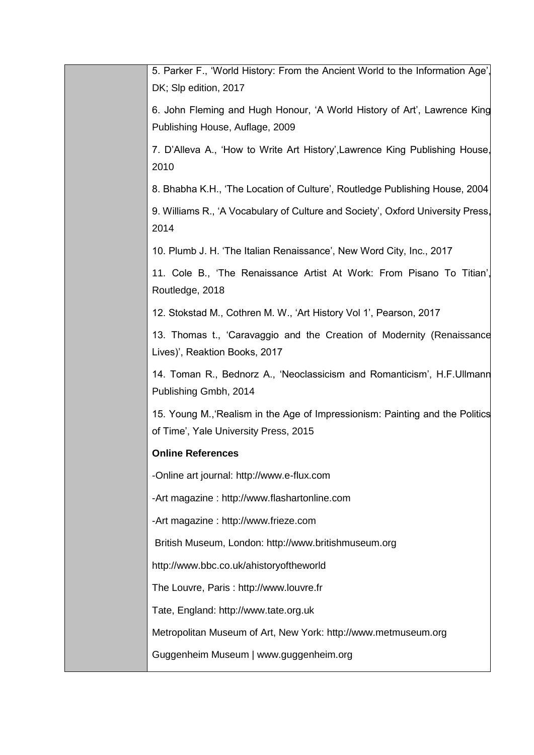| | |
|---|---|
| | 5. Parker F., 'World History: From the Ancient World to the Information Age', DK; Slp edition, 2017<br><br>6. John Fleming and Hugh Honour, 'A World History of Art', Lawrence King Publishing House, Auflage, 2009<br><br>7. D'Alleva A., 'How to Write Art History',Lawrence King Publishing House, 2010<br><br>8. Bhabha K.H., 'The Location of Culture', Routledge Publishing House, 2004<br><br>9. Williams R., 'A Vocabulary of Culture and Society', Oxford University Press, 2014<br><br>10. Plumb J. H. 'The Italian Renaissance', New Word City, Inc., 2017<br><br>11. Cole B., 'The Renaissance Artist At Work: From Pisano To Titian', Routledge, 2018<br><br>12. Stokstad M., Cothren M. W., 'Art History Vol 1', Pearson, 2017<br><br>13. Thomas t., 'Caravaggio and the Creation of Modernity (Renaissance Lives)', Reaktion Books, 2017<br><br>14. Toman R., Bednorz A., 'Neoclassicism and Romanticism', H.F.Ullmann Publishing Gmbh, 2014<br><br>15. Young M.,'Realism in the Age of Impressionism: Painting and the Politics of Time', Yale University Press, 2015<br><br>**Online References**<br><br>-Online art journal: http://www.e-flux.com<br><br>-Art magazine : http://www.flashartonline.com<br><br>-Art magazine : http://www.frieze.com<br><br>British Museum, London: http://www.britishmuseum.org<br><br>http://www.bbc.co.uk/ahistoryoftheworld<br><br>The Louvre, Paris : http://www.louvre.fr<br><br>Tate, England: http://www.tate.org.uk<br><br>Metropolitan Museum of Art, New York: http://www.metmuseum.org<br><br>Guggenheim Museum \| www.guggenheim.org |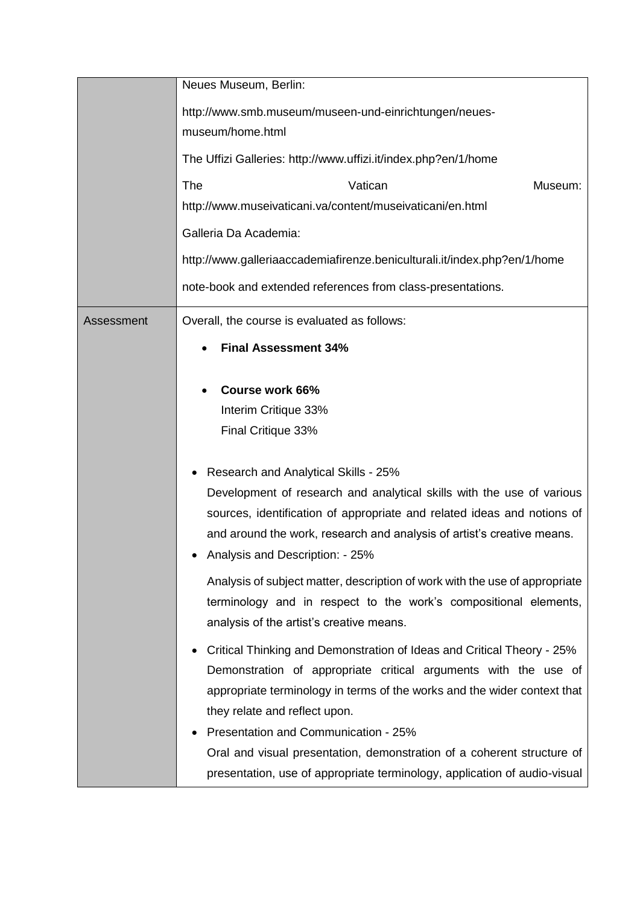| | |
|---|---|
| | Neues Museum, Berlin:<br><br>http://www.smb.museum/museen-und-einrichtungen/neues-museum/home.html<br><br>The Uffizi Galleries: http://www.uffizi.it/index.php?en/1/home<br><br>The Vatican Museum: http://www.museivaticani.va/content/museivaticani/en.html<br><br>Galleria Da Academia:<br><br>http://www.galleriaaccademiafirenze.beniculturali.it/index.php?en/1/home<br><br>note-book and extended references from class-presentations. |
| Assessment | Overall, the course is evaluated as follows:<br><br>• **Final Assessment 34%**<br><br>• **Course work 66%**<br>Interim Critique 33%<br>Final Critique 33%<br><br>• Research and Analytical Skills - 25%<br>Development of research and analytical skills with the use of various sources, identification of appropriate and related ideas and notions of and around the work, research and analysis of artist's creative means.<br>• Analysis and Description: - 25%<br>Analysis of subject matter, description of work with the use of appropriate terminology and in respect to the work's compositional elements, analysis of the artist's creative means.<br>• Critical Thinking and Demonstration of Ideas and Critical Theory - 25%<br>Demonstration of appropriate critical arguments with the use of appropriate terminology in terms of the works and the wider context that they relate and reflect upon.<br>• Presentation and Communication - 25%<br>Oral and visual presentation, demonstration of a coherent structure of presentation, use of appropriate terminology, application of audio-visual |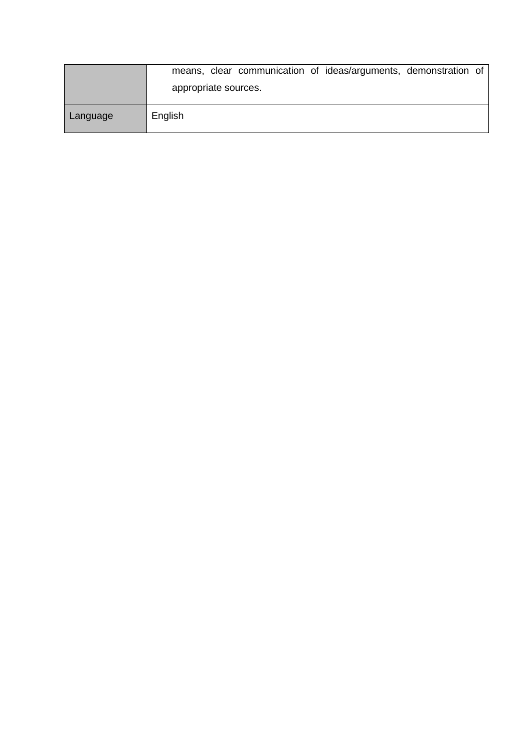| | |
|---|---|
| | means, clear communication of ideas/arguments, demonstration of appropriate sources. |
| Language | English |